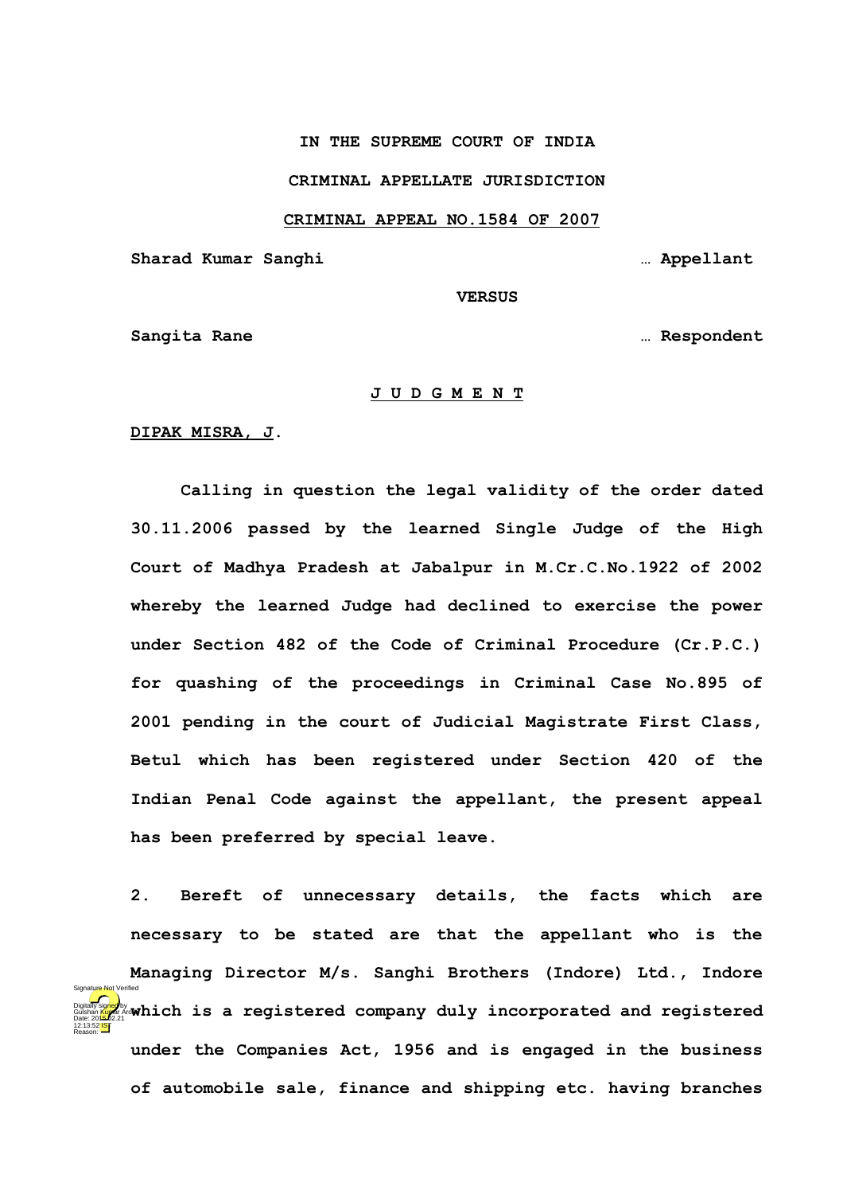**IN THE SUPREME COURT OF INDIA**

**CRIMINAL APPELLATE JURISDICTION**

**CRIMINAL APPEAL NO.1584 OF 2007**

**Sharad Kumar Sanghi … Appellant**

**VERSUS**

**Sangita Rane … Respondent**

**J U D G M E N T**

**DIPAK MISRA, J.**

**Calling in question the legal validity of the order dated 30.11.2006 passed by the learned Single Judge of the High Court of Madhya Pradesh at Jabalpur in M.Cr.C.No.1922 of 2002 whereby the learned Judge had declined to exercise the power under Section 482 of the Code of Criminal Procedure (Cr.P.C.) for quashing of the proceedings in Criminal Case No.895 of 2001 pending in the court of Judicial Magistrate First Class, Betul which has been registered under Section 420 of the Indian Penal Code against the appellant, the present appeal has been preferred by special leave.**

**2. Bereft of unnecessary details, the facts which are necessary to be stated are that the appellant who is the Managing Director M/s. Sanghi Brothers (Indore) Ltd., Indore which is a registered company duly incorporated and registered under the Companies Act, 1956 and is engaged in the business of automobile sale, finance and shipping etc. having branches**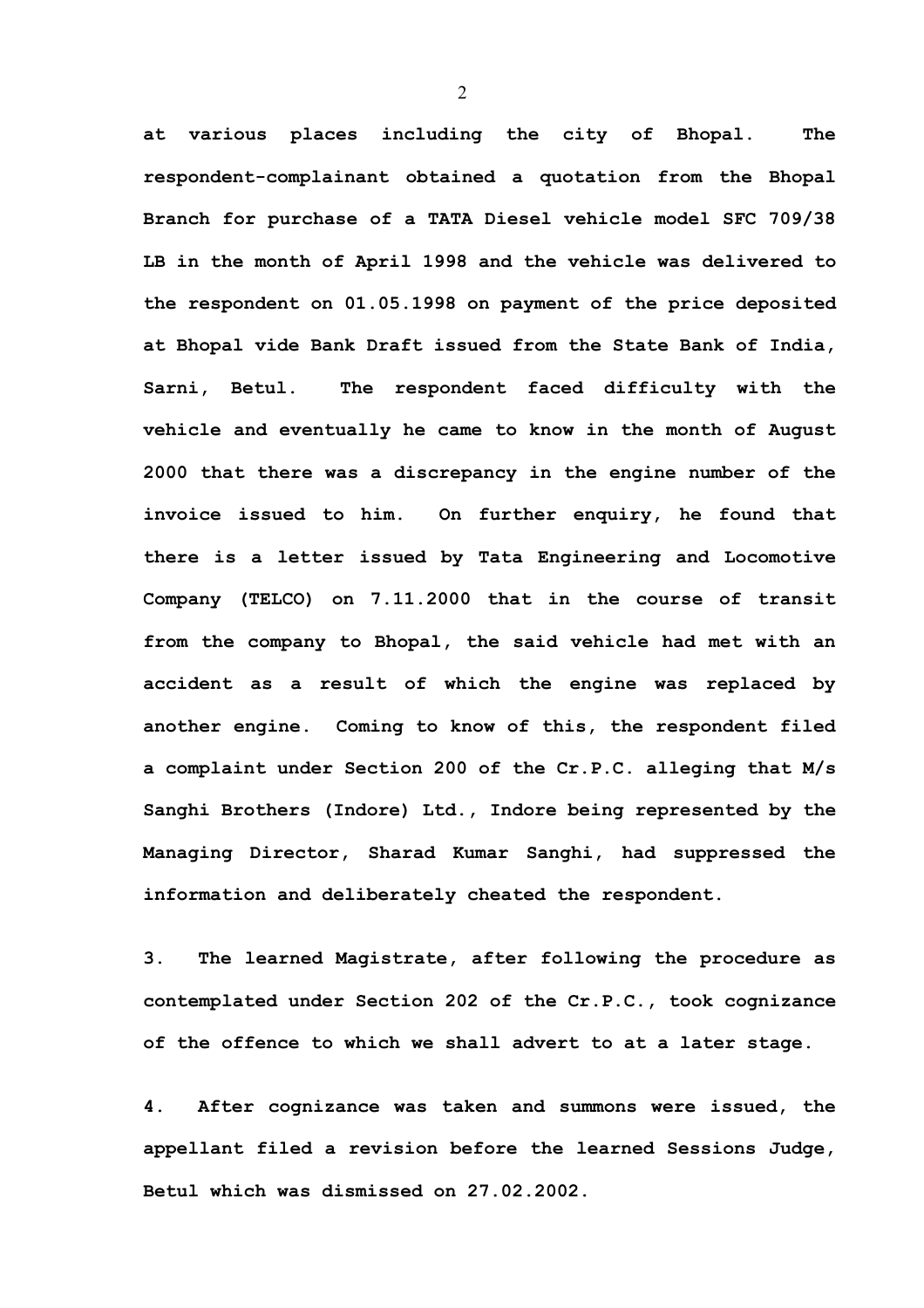**at various places including the city of Bhopal. The respondent-complainant obtained a quotation from the Bhopal Branch for purchase of a TATA Diesel vehicle model SFC 709/38 LB in the month of April 1998 and the vehicle was delivered to the respondent on 01.05.1998 on payment of the price deposited at Bhopal vide Bank Draft issued from the State Bank of India, Sarni, Betul. The respondent faced difficulty with the vehicle and eventually he came to know in the month of August 2000 that there was a discrepancy in the engine number of the invoice issued to him. On further enquiry, he found that there is a letter issued by Tata Engineering and Locomotive Company (TELCO) on 7.11.2000 that in the course of transit from the company to Bhopal, the said vehicle had met with an accident as a result of which the engine was replaced by another engine. Coming to know of this, the respondent filed a complaint under Section 200 of the Cr.P.C. alleging that M/s Sanghi Brothers (Indore) Ltd., Indore being represented by the Managing Director, Sharad Kumar Sanghi, had suppressed the information and deliberately cheated the respondent.**

**3. The learned Magistrate, after following the procedure as contemplated under Section 202 of the Cr.P.C., took cognizance of the offence to which we shall advert to at a later stage.**

**4. After cognizance was taken and summons were issued, the appellant filed a revision before the learned Sessions Judge, Betul which was dismissed on 27.02.2002.**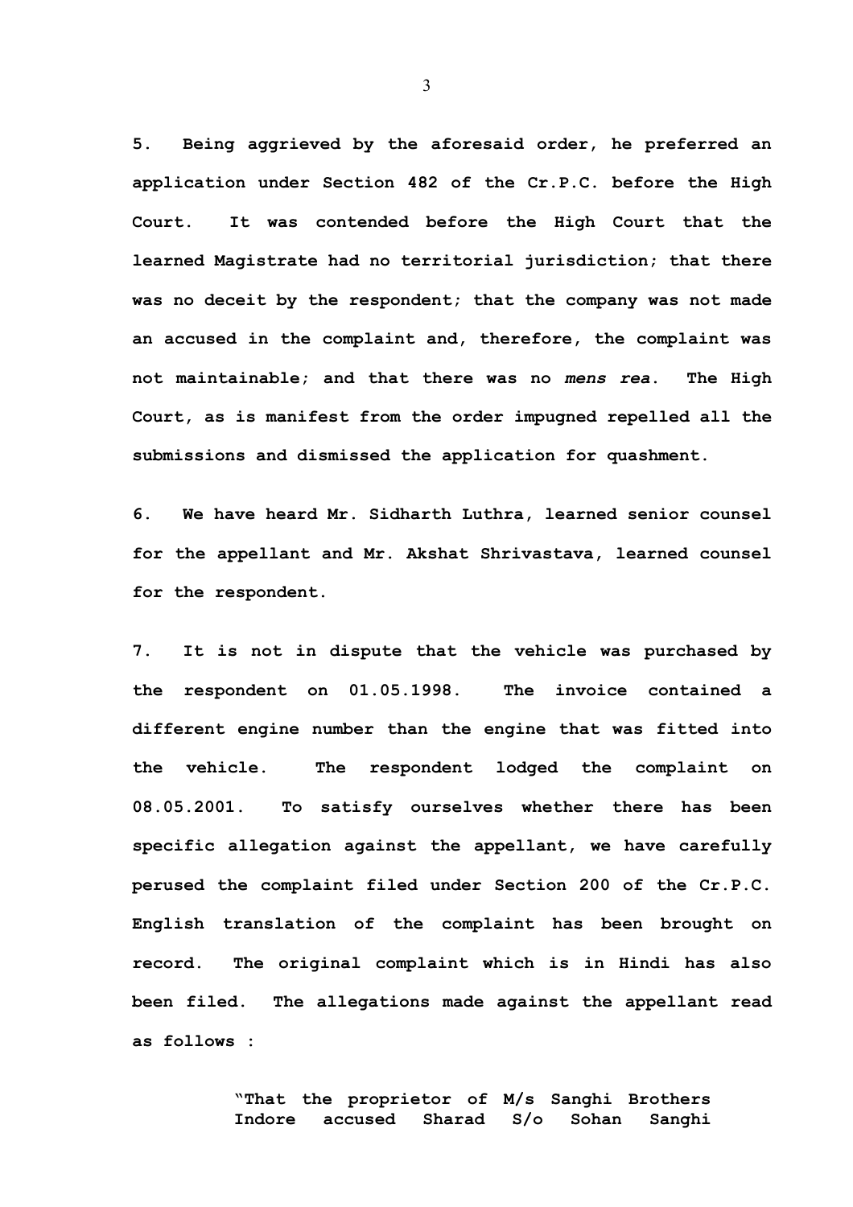5. Being aggrieved by the aforesaid order, he preferred an application under Section 482 of the Cr.P.C. before the High Court. It was contended before the High Court that the learned Magistrate had no territorial jurisdiction; that there was no deceit by the respondent; that the company was not made an accused in the complaint and, therefore, the complaint was not maintainable; and that there was no *mens rea*. The High Court, as is manifest from the order impugned repelled all the submissions and dismissed the application for quashment.

6. We have heard Mr. Sidharth Luthra, learned senior counsel for the appellant and Mr. Akshat Shrivastava, learned counsel for the respondent.

7. It is not in dispute that the vehicle was purchased by the respondent on 01.05.1998. The invoice contained a different engine number than the engine that was fitted into the vehicle. The respondent lodged the complaint on 08.05.2001. To satisfy ourselves whether there has been specific allegation against the appellant, we have carefully perused the complaint filed under Section 200 of the Cr.P.C. English translation of the complaint has been brought on record. The original complaint which is in Hindi has also been filed. The allegations made against the appellant read as follows :

> "That the proprietor of M/s Sanghi Brothers Indore accused Sharad S/o Sohan Sanghi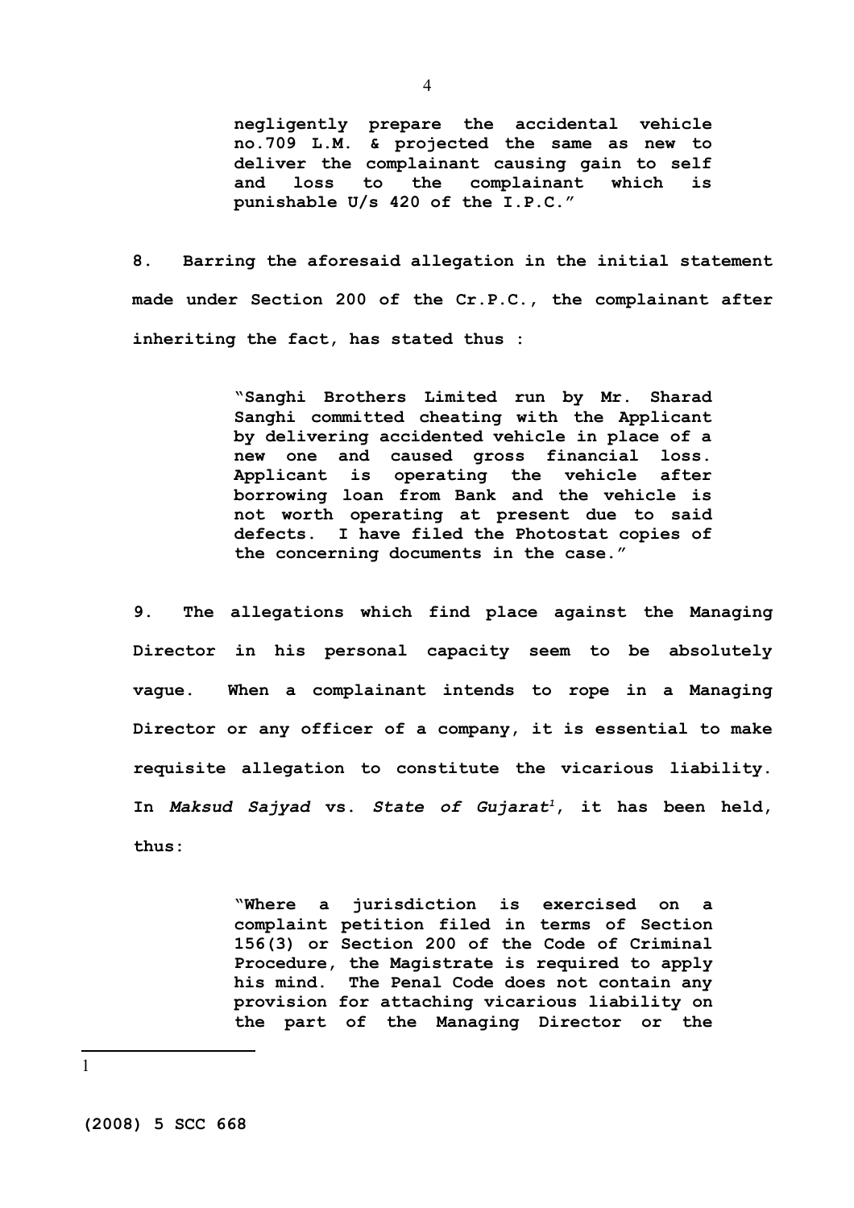**negligently prepare the accidental vehicle no.709 L.M. & projected the same as new to deliver the complainant causing gain to self and loss to the complainant which is punishable U/s 420 of the I.P.C."**

**8. Barring the aforesaid allegation in the initial statement made under Section 200 of the Cr.P.C., the complainant after inheriting the fact, has stated thus :**

> **"Sanghi Brothers Limited run by Mr. Sharad Sanghi committed cheating with the Applicant by delivering accidented vehicle in place of a new one and caused gross financial loss. Applicant is operating the vehicle after borrowing loan from Bank and the vehicle is not worth operating at present due to said defects. I have filed the Photostat copies of the concerning documents in the case."**

**9. The allegations which find place against the Managing Director in his personal capacity seem to be absolutely vague. When a complainant intends to rope in a Managing Director or any officer of a company, it is essential to make requisite allegation to constitute the vicarious liability. In *Maksud Sajyad* vs. *State of Gujarat*[1], it has been held, thus:**

> **"Where a jurisdiction is exercised on a complaint petition filed in terms of Section 156(3) or Section 200 of the Code of Criminal Procedure, the Magistrate is required to apply his mind. The Penal Code does not contain any provision for attaching vicarious liability on the part of the Managing Director or the**

---

[1] **(2008) 5 SCC 668**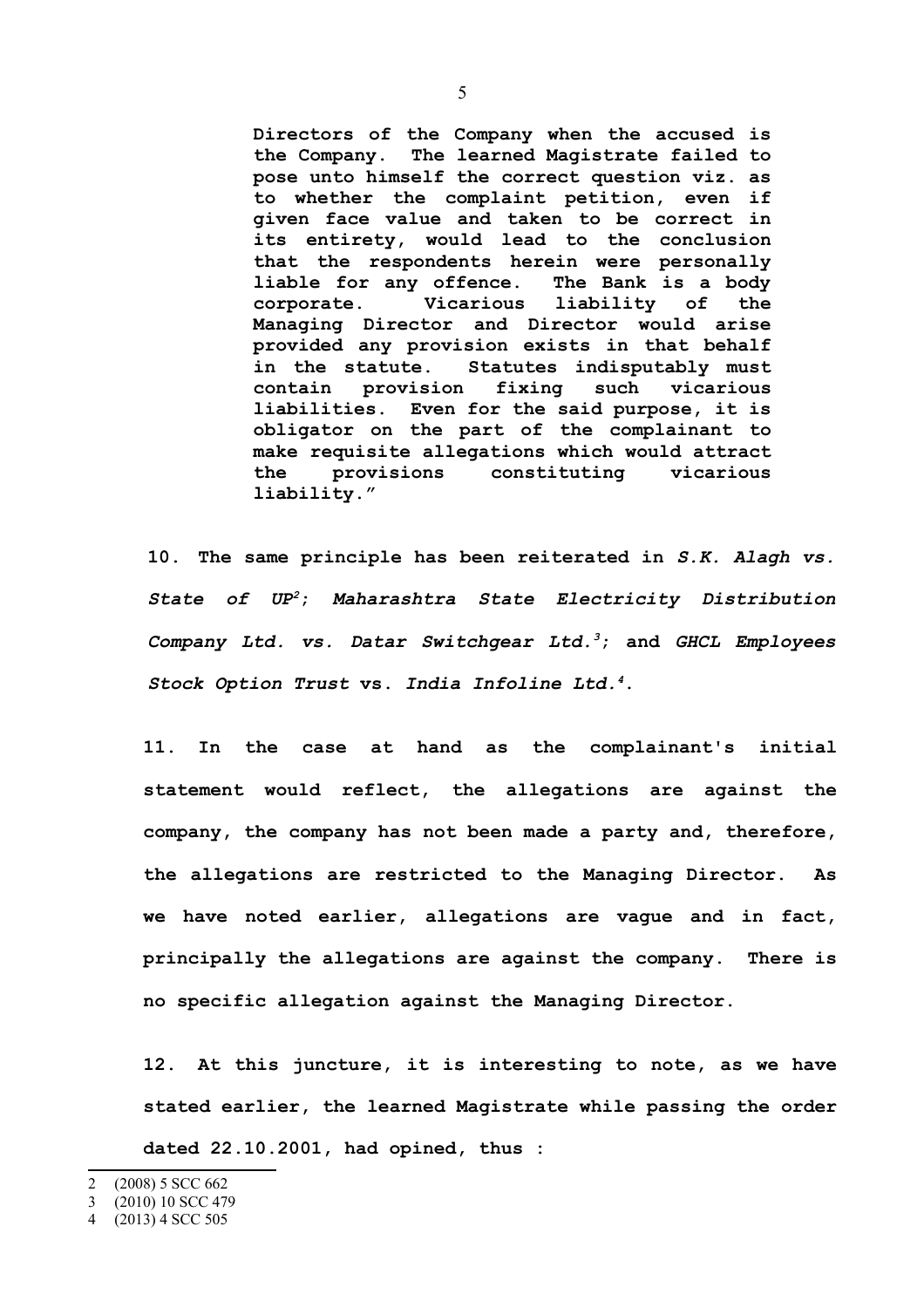> **Directors of the Company when the accused is the Company. The learned Magistrate failed to pose unto himself the correct question viz. as to whether the complaint petition, even if given face value and taken to be correct in its entirety, would lead to the conclusion that the respondents herein were personally liable for any offence. The Bank is a body corporate. Vicarious liability of the Managing Director and Director would arise provided any provision exists in that behalf in the statute. Statutes indisputably must contain provision fixing such vicarious liabilities. Even for the said purpose, it is obligator on the part of the complainant to make requisite allegations which would attract the provisions constituting vicarious liability."**

**10. The same principle has been reiterated in *S.K. Alagh vs. State of UP*[2]; *Maharashtra State Electricity Distribution Company Ltd. vs. Datar Switchgear Ltd.*[3]; and *GHCL Employees Stock Option Trust* vs. *India Infoline Ltd.*[4].**

**11. In the case at hand as the complainant's initial statement would reflect, the allegations are against the company, the company has not been made a party and, therefore, the allegations are restricted to the Managing Director. As we have noted earlier, allegations are vague and in fact, principally the allegations are against the company. There is no specific allegation against the Managing Director.**

**12. At this juncture, it is interesting to note, as we have stated earlier, the learned Magistrate while passing the order dated 22.10.2001, had opined, thus :**

---

2 (2008) 5 SCC 662

3 (2010) 10 SCC 479

4 (2013) 4 SCC 505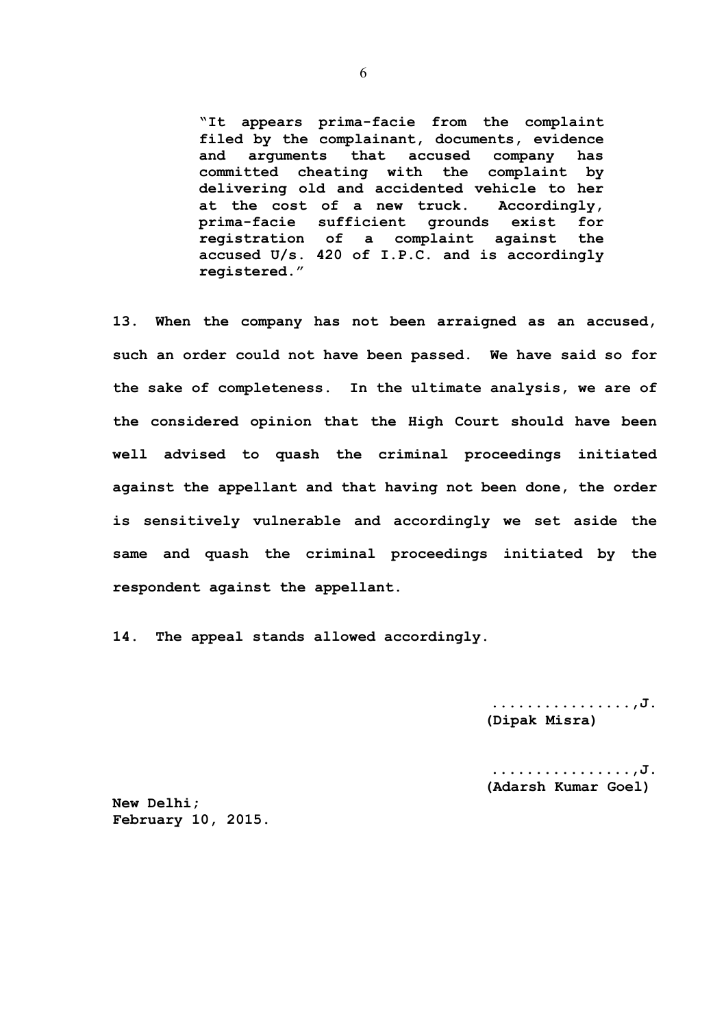> **"It appears prima-facie from the complaint filed by the complainant, documents, evidence and arguments that accused company has committed cheating with the complaint by delivering old and accidented vehicle to her at the cost of a new truck. Accordingly, prima-facie sufficient grounds exist for registration of a complaint against the accused U/s. 420 of I.P.C. and is accordingly registered."**

**13. When the company has not been arraigned as an accused, such an order could not have been passed. We have said so for the sake of completeness. In the ultimate analysis, we are of the considered opinion that the High Court should have been well advised to quash the criminal proceedings initiated against the appellant and that having not been done, the order is sensitively vulnerable and accordingly we set aside the same and quash the criminal proceedings initiated by the respondent against the appellant.**

**14. The appeal stands allowed accordingly.**

**................,J.**
**(Dipak Misra)**

**................,J.**
**(Adarsh Kumar Goel)**

**New Delhi;**
**February 10, 2015.**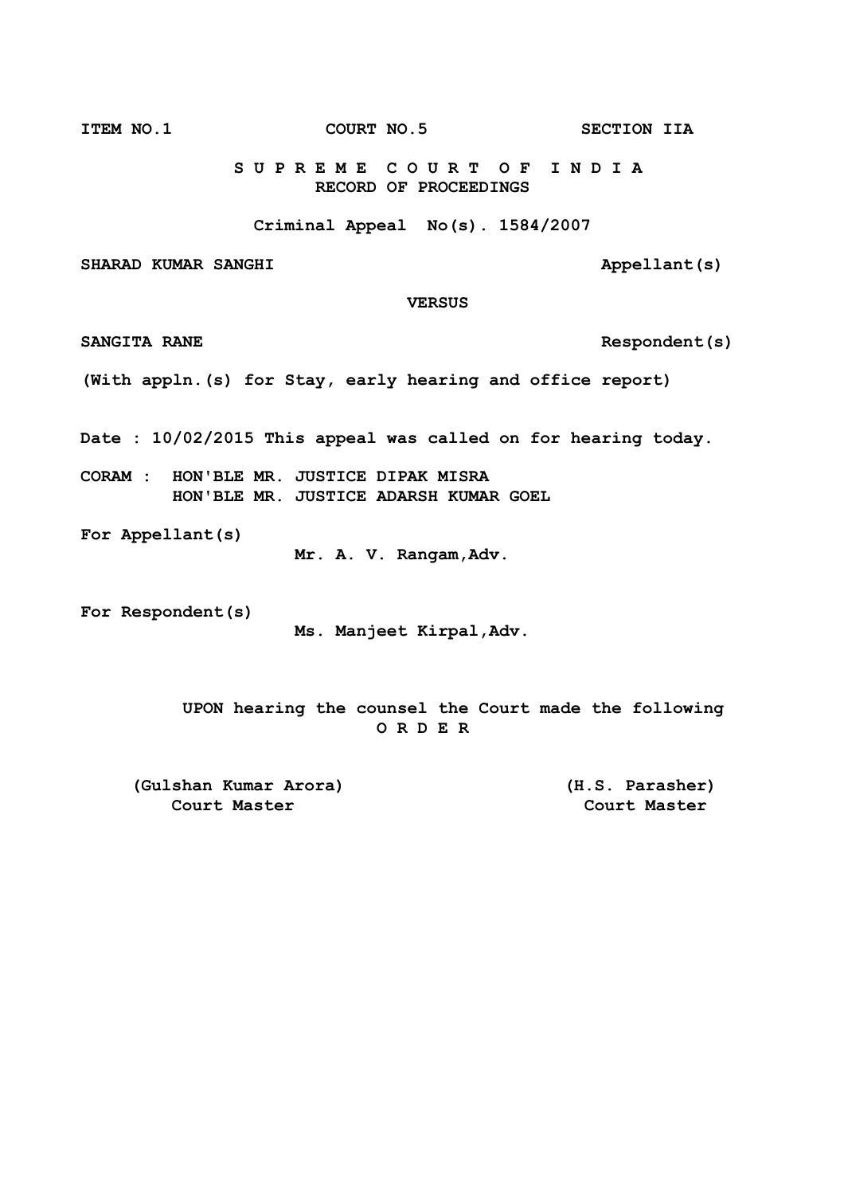ITEM NO.1                    COURT NO.5                    SECTION IIA

**S U P R E M E   C O U R T   O F   I N D I A**
**RECORD OF PROCEEDINGS**

**Criminal Appeal No(s). 1584/2007**

**SHARAD KUMAR SANGHI**                                                    **Appellant(s)**

**VERSUS**

**SANGITA RANE**                                                    **Respondent(s)**

**(With appln.(s) for Stay, early hearing and office report)**

**Date : 10/02/2015 This appeal was called on for hearing today.**

**CORAM : HON'BLE MR. JUSTICE DIPAK MISRA**
**HON'BLE MR. JUSTICE ADARSH KUMAR GOEL**

**For Appellant(s)**
**Mr. A. V. Rangam,Adv.**

**For Respondent(s)**
**Ms. Manjeet Kirpal,Adv.**

**UPON hearing the counsel the Court made the following**
**O R D E R**

**(Gulshan Kumar Arora)**                                        **(H.S. Parasher)**
**Court Master**                                                    **Court Master**